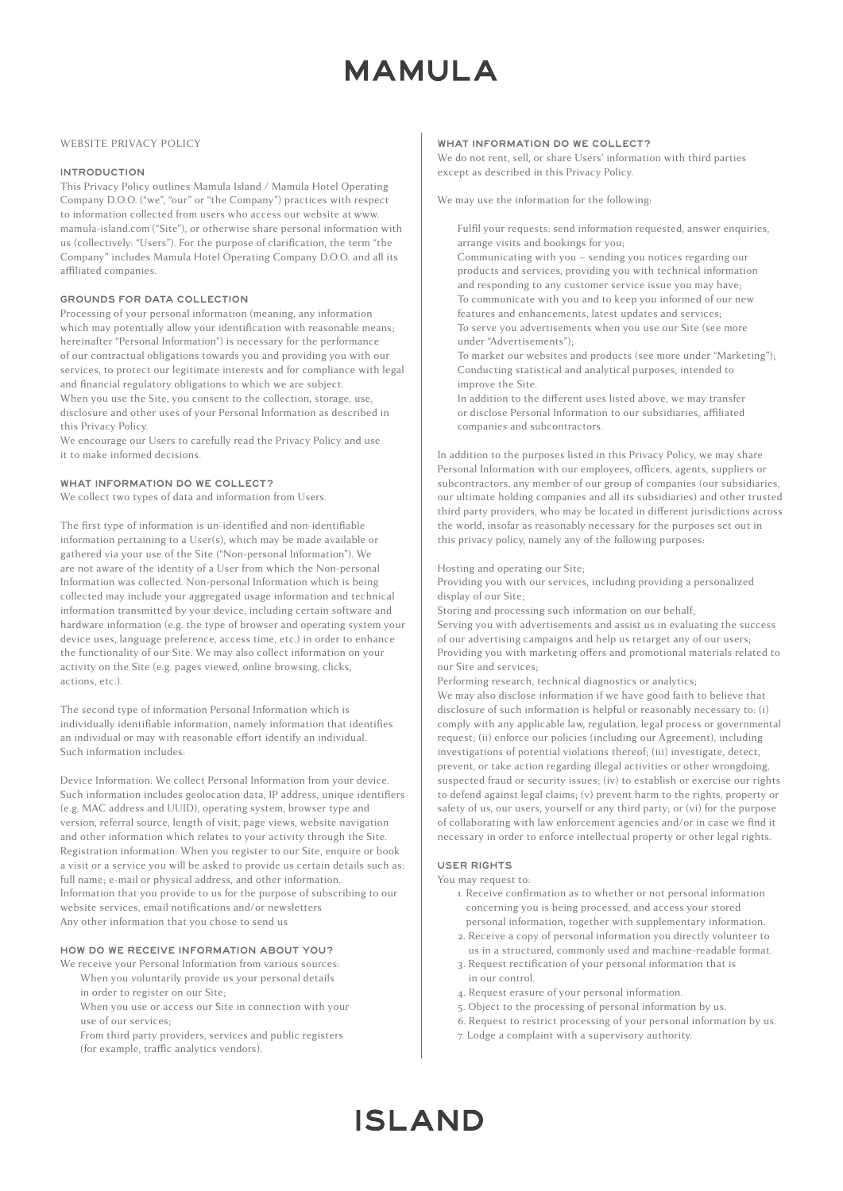# MAMULA

WEBSITE PRIVACY POLICY

## INTRODUCTION

This Privacy Policy outlines Mamula Island / Mamula Hotel Operating Company D.O.O. ("we", "our" or "the Company") practices with respect to information collected from users who access our website at www.mamula-island.com ("Site"), or otherwise share personal information with us (collectively: "Users"). For the purpose of clarification, the term "the Company" includes Mamula Hotel Operating Company D.O.O. and all its affiliated companies.

## GROUNDS FOR DATA COLLECTION

Processing of your personal information (meaning, any information which may potentially allow your identification with reasonable means; hereinafter "Personal Information") is necessary for the performance of our contractual obligations towards you and providing you with our services, to protect our legitimate interests and for compliance with legal and financial regulatory obligations to which we are subject.

When you use the Site, you consent to the collection, storage, use, disclosure and other uses of your Personal Information as described in this Privacy Policy.

We encourage our Users to carefully read the Privacy Policy and use it to make informed decisions.

## WHAT INFORMATION DO WE COLLECT?

We collect two types of data and information from Users.

The first type of information is un-identified and non-identifiable information pertaining to a User(s), which may be made available or gathered via your use of the Site ("Non-personal Information"). We are not aware of the identity of a User from which the Non-personal Information was collected. Non-personal Information which is being collected may include your aggregated usage information and technical information transmitted by your device, including certain software and hardware information (e.g. the type of browser and operating system your device uses, language preference, access time, etc.) in order to enhance the functionality of our Site. We may also collect information on your activity on the Site (e.g. pages viewed, online browsing, clicks, actions, etc.).

The second type of information Personal Information which is individually identifiable information, namely information that identifies an individual or may with reasonable effort identify an individual. Such information includes:

Device Information: We collect Personal Information from your device. Such information includes geolocation data, IP address, unique identifiers (e.g. MAC address and UUID), operating system, browser type and version, referral source, length of visit, page views, website navigation and other information which relates to your activity through the Site.
Registration information: When you register to our Site, enquire or book a visit or a service you will be asked to provide us certain details such as: full name; e-mail or physical address, and other information.
Information that you provide to us for the purpose of subscribing to our website services, email notifications and/or newsletters
Any other information that you chose to send us

## HOW DO WE RECEIVE INFORMATION ABOUT YOU?

We receive your Personal Information from various sources:

- When you voluntarily provide us your personal details in order to register on our Site;
- When you use or access our Site in connection with your use of our services;
- From third party providers, services and public registers (for example, traffic analytics vendors).

## WHAT INFORMATION DO WE COLLECT?

We do not rent, sell, or share Users' information with third parties except as described in this Privacy Policy.

We may use the information for the following:

- Fulfil your requests: send information requested, answer enquiries, arrange visits and bookings for you;
- Communicating with you – sending you notices regarding our products and services, providing you with technical information and responding to any customer service issue you may have;
- To communicate with you and to keep you informed of our new features and enhancements, latest updates and services;
- To serve you advertisements when you use our Site (see more under "Advertisements");
- To market our websites and products (see more under "Marketing");
- Conducting statistical and analytical purposes, intended to improve the Site.
- In addition to the different uses listed above, we may transfer or disclose Personal Information to our subsidiaries, affiliated companies and subcontractors.

In addition to the purposes listed in this Privacy Policy, we may share Personal Information with our employees, officers, agents, suppliers or subcontractors, any member of our group of companies (our subsidiaries, our ultimate holding companies and all its subsidiaries) and other trusted third party providers, who may be located in different jurisdictions across the world, insofar as reasonably necessary for the purposes set out in this privacy policy, namely any of the following purposes:

Hosting and operating our Site;
Providing you with our services, including providing a personalized display of our Site;
Storing and processing such information on our behalf;
Serving you with advertisements and assist us in evaluating the success of our advertising campaigns and help us retarget any of our users;
Providing you with marketing offers and promotional materials related to our Site and services;
Performing research, technical diagnostics or analytics;
We may also disclose information if we have good faith to believe that disclosure of such information is helpful or reasonably necessary to: (i) comply with any applicable law, regulation, legal process or governmental request; (ii) enforce our policies (including our Agreement), including investigations of potential violations thereof; (iii) investigate, detect, prevent, or take action regarding illegal activities or other wrongdoing, suspected fraud or security issues; (iv) to establish or exercise our rights to defend against legal claims; (v) prevent harm to the rights, property or safety of us, our users, yourself or any third party; or (vi) for the purpose of collaborating with law enforcement agencies and/or in case we find it necessary in order to enforce intellectual property or other legal rights.

## USER RIGHTS

You may request to:

1. Receive confirmation as to whether or not personal information concerning you is being processed, and access your stored personal information, together with supplementary information.
2. Receive a copy of personal information you directly volunteer to us in a structured, commonly used and machine-readable format.
3. Request rectification of your personal information that is in our control.
4. Request erasure of your personal information.
5. Object to the processing of personal information by us.
6. Request to restrict processing of your personal information by us.
7. Lodge a complaint with a supervisory authority.

# ISLAND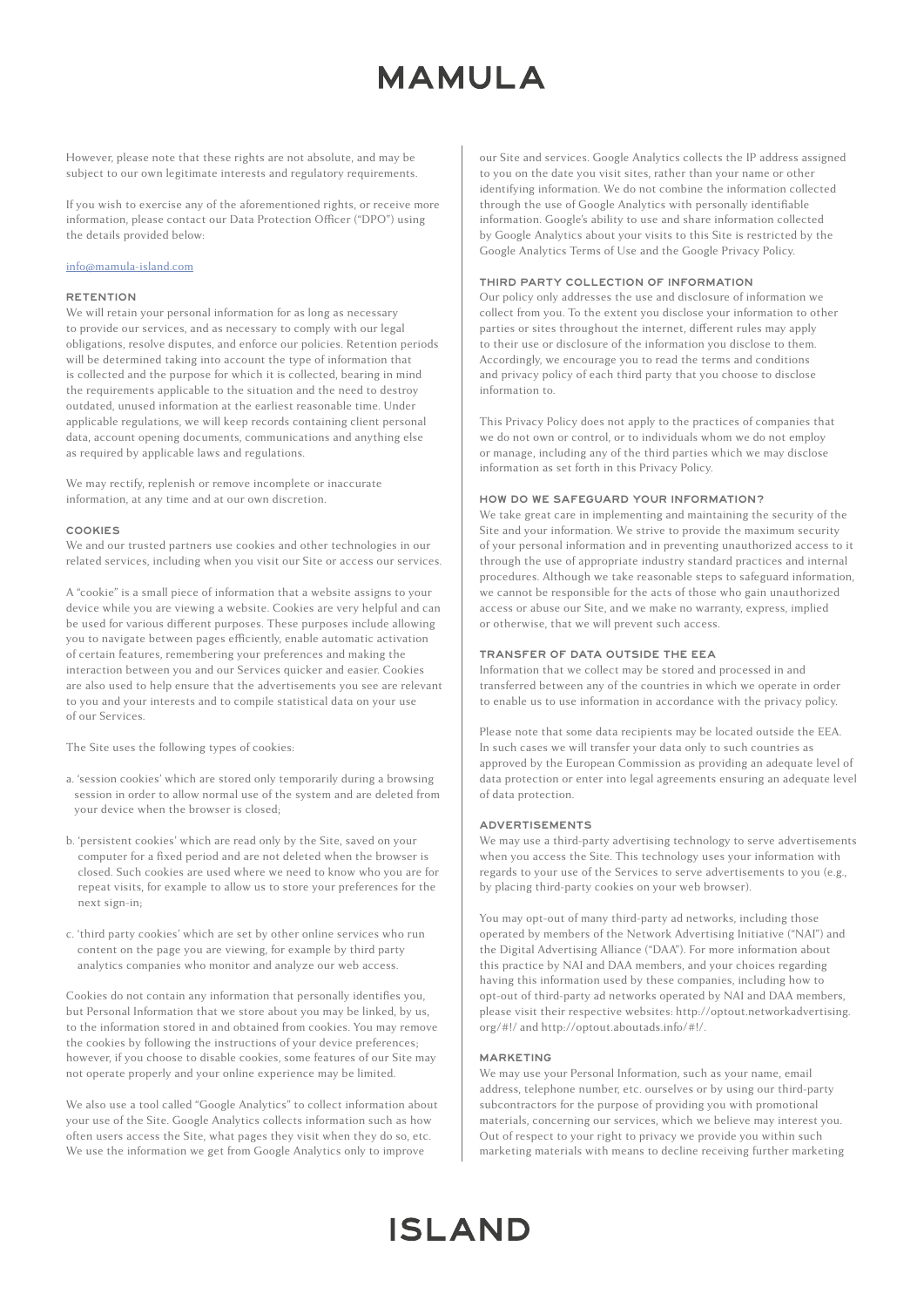However, please note that these rights are not absolute, and may be subject to our own legitimate interests and regulatory requirements.

If you wish to exercise any of the aforementioned rights, or receive more information, please contact our Data Protection Officer ("DPO") using the details provided below:

info@mamula-island.com

### RETENTION

We will retain your personal information for as long as necessary to provide our services, and as necessary to comply with our legal obligations, resolve disputes, and enforce our policies. Retention periods will be determined taking into account the type of information that is collected and the purpose for which it is collected, bearing in mind the requirements applicable to the situation and the need to destroy outdated, unused information at the earliest reasonable time. Under applicable regulations, we will keep records containing client personal data, account opening documents, communications and anything else as required by applicable laws and regulations.

We may rectify, replenish or remove incomplete or inaccurate information, at any time and at our own discretion.

### COOKIES

We and our trusted partners use cookies and other technologies in our related services, including when you visit our Site or access our services.

A "cookie" is a small piece of information that a website assigns to your device while you are viewing a website. Cookies are very helpful and can be used for various different purposes. These purposes include allowing you to navigate between pages efficiently, enable automatic activation of certain features, remembering your preferences and making the interaction between you and our Services quicker and easier. Cookies are also used to help ensure that the advertisements you see are relevant to you and your interests and to compile statistical data on your use of our Services.

The Site uses the following types of cookies:

a. 'session cookies' which are stored only temporarily during a browsing session in order to allow normal use of the system and are deleted from your device when the browser is closed;

b. 'persistent cookies' which are read only by the Site, saved on your computer for a fixed period and are not deleted when the browser is closed. Such cookies are used where we need to know who you are for repeat visits, for example to allow us to store your preferences for the next sign-in;

c. 'third party cookies' which are set by other online services who run content on the page you are viewing, for example by third party analytics companies who monitor and analyze our web access.

Cookies do not contain any information that personally identifies you, but Personal Information that we store about you may be linked, by us, to the information stored in and obtained from cookies. You may remove the cookies by following the instructions of your device preferences; however, if you choose to disable cookies, some features of our Site may not operate properly and your online experience may be limited.

We also use a tool called "Google Analytics" to collect information about your use of the Site. Google Analytics collects information such as how often users access the Site, what pages they visit when they do so, etc. We use the information we get from Google Analytics only to improve our Site and services. Google Analytics collects the IP address assigned to you on the date you visit sites, rather than your name or other identifying information. We do not combine the information collected through the use of Google Analytics with personally identifiable information. Google's ability to use and share information collected by Google Analytics about your visits to this Site is restricted by the Google Analytics Terms of Use and the Google Privacy Policy.

### THIRD PARTY COLLECTION OF INFORMATION

Our policy only addresses the use and disclosure of information we collect from you. To the extent you disclose your information to other parties or sites throughout the internet, different rules may apply to their use or disclosure of the information you disclose to them. Accordingly, we encourage you to read the terms and conditions and privacy policy of each third party that you choose to disclose information to.

This Privacy Policy does not apply to the practices of companies that we do not own or control, or to individuals whom we do not employ or manage, including any of the third parties which we may disclose information as set forth in this Privacy Policy.

### HOW DO WE SAFEGUARD YOUR INFORMATION?

We take great care in implementing and maintaining the security of the Site and your information. We strive to provide the maximum security of your personal information and in preventing unauthorized access to it through the use of appropriate industry standard practices and internal procedures. Although we take reasonable steps to safeguard information, we cannot be responsible for the acts of those who gain unauthorized access or abuse our Site, and we make no warranty, express, implied or otherwise, that we will prevent such access.

### TRANSFER OF DATA OUTSIDE THE EEA

Information that we collect may be stored and processed in and transferred between any of the countries in which we operate in order to enable us to use information in accordance with the privacy policy.

Please note that some data recipients may be located outside the EEA. In such cases we will transfer your data only to such countries as approved by the European Commission as providing an adequate level of data protection or enter into legal agreements ensuring an adequate level of data protection.

### ADVERTISEMENTS

We may use a third-party advertising technology to serve advertisements when you access the Site. This technology uses your information with regards to your use of the Services to serve advertisements to you (e.g., by placing third-party cookies on your web browser).

You may opt-out of many third-party ad networks, including those operated by members of the Network Advertising Initiative ("NAI") and the Digital Advertising Alliance ("DAA"). For more information about this practice by NAI and DAA members, and your choices regarding having this information used by these companies, including how to opt-out of third-party ad networks operated by NAI and DAA members, please visit their respective websites: http://optout.networkadvertising.org/#!/ and http://optout.aboutads.info/#!/.

### MARKETING

We may use your Personal Information, such as your name, email address, telephone number, etc. ourselves or by using our third-party subcontractors for the purpose of providing you with promotional materials, concerning our services, which we believe may interest you. Out of respect to your right to privacy we provide you within such marketing materials with means to decline receiving further marketing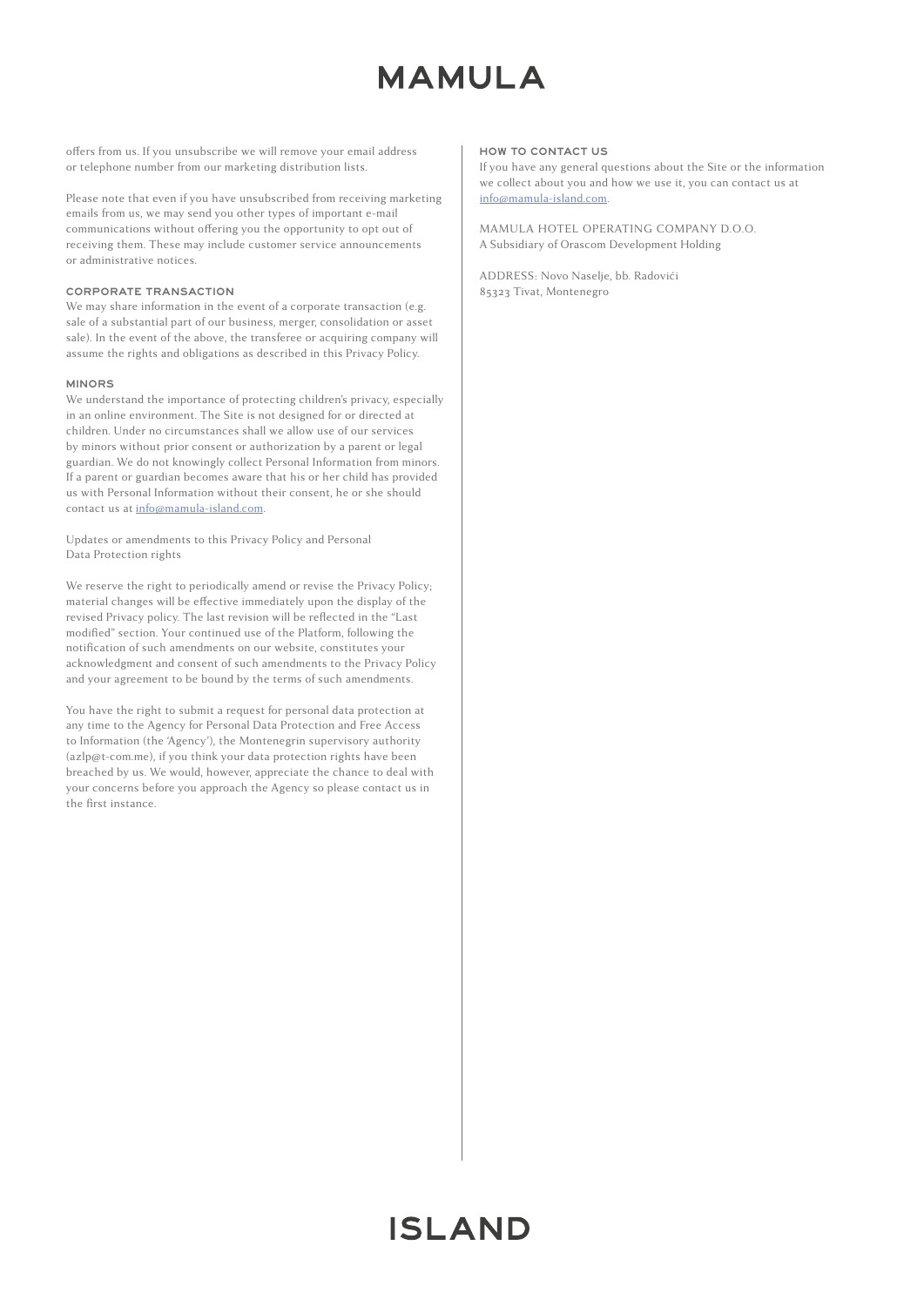offers from us. If you unsubscribe we will remove your email address or telephone number from our marketing distribution lists.

Please note that even if you have unsubscribed from receiving marketing emails from us, we may send you other types of important e-mail communications without offering you the opportunity to opt out of receiving them. These may include customer service announcements or administrative notices.

### CORPORATE TRANSACTION

We may share information in the event of a corporate transaction (e.g. sale of a substantial part of our business, merger, consolidation or asset sale). In the event of the above, the transferee or acquiring company will assume the rights and obligations as described in this Privacy Policy.

### MINORS

We understand the importance of protecting children's privacy, especially in an online environment. The Site is not designed for or directed at children. Under no circumstances shall we allow use of our services by minors without prior consent or authorization by a parent or legal guardian. We do not knowingly collect Personal Information from minors. If a parent or guardian becomes aware that his or her child has provided us with Personal Information without their consent, he or she should contact us at info@mamula-island.com.

Updates or amendments to this Privacy Policy and Personal Data Protection rights

We reserve the right to periodically amend or revise the Privacy Policy; material changes will be effective immediately upon the display of the revised Privacy policy. The last revision will be reflected in the "Last modified" section. Your continued use of the Platform, following the notification of such amendments on our website, constitutes your acknowledgment and consent of such amendments to the Privacy Policy and your agreement to be bound by the terms of such amendments.

You have the right to submit a request for personal data protection at any time to the Agency for Personal Data Protection and Free Access to Information (the 'Agency'), the Montenegrin supervisory authority (azlp@t-com.me), if you think your data protection rights have been breached by us. We would, however, appreciate the chance to deal with your concerns before you approach the Agency so please contact us in the first instance.

### HOW TO CONTACT US

If you have any general questions about the Site or the information we collect about you and how we use it, you can contact us at info@mamula-island.com.

MAMULA HOTEL OPERATING COMPANY D.O.O.
A Subsidiary of Orascom Development Holding

ADDRESS: Novo Naselje, bb. Radovići
85323 Tivat, Montenegro